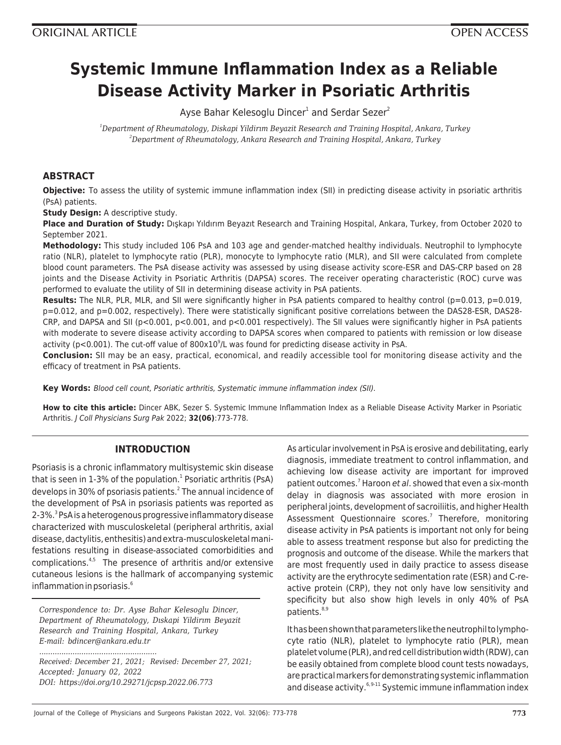ORIGINAL ARTICLE | OPEN ACCESS

# Systemic Immune Inflammation Index as a Reliable Disease Activity Marker in Psoriatic Arthritis

Ayse Bahar Kelesoglu Dincer[1] and Serdar Sezer[2]

[1]*Department of Rheumatology, Diskapi Yildirım Beyazit Research and Training Hospital, Ankara, Turkey*
[2]*Department of Rheumatology, Ankara Research and Training Hospital, Ankara, Turkey*

## ABSTRACT

**Objective:** To assess the utility of systemic immune inflammation index (SII) in predicting disease activity in psoriatic arthritis (PsA) patients.

**Study Design:** A descriptive study.

**Place and Duration of Study:** Dışkapı Yıldırım Beyazıt Research and Training Hospital, Ankara, Turkey, from October 2020 to September 2021.

**Methodology:** This study included 106 PsA and 103 age and gender-matched healthy individuals. Neutrophil to lymphocyte ratio (NLR), platelet to lymphocyte ratio (PLR), monocyte to lymphocyte ratio (MLR), and SII were calculated from complete blood count parameters. The PsA disease activity was assessed by using disease activity score-ESR and DAS-CRP based on 28 joints and the Disease Activity in Psoriatic Arthritis (DAPSA) scores. The receiver operating characteristic (ROC) curve was performed to evaluate the utility of SII in determining disease activity in PsA patients.

**Results:** The NLR, PLR, MLR, and SII were significantly higher in PsA patients compared to healthy control (p=0.013, p=0.019, p=0.012, and p=0.002, respectively). There were statistically significant positive correlations between the DAS28-ESR, DAS28-CRP, and DAPSA and SII (p<0.001, p<0.001, and p<0.001 respectively). The SII values were significantly higher in PsA patients with moderate to severe disease activity according to DAPSA scores when compared to patients with remission or low disease activity (p<0.001). The cut-off value of $800 \times 10^9$/L was found for predicting disease activity in PsA.

**Conclusion:** SII may be an easy, practical, economical, and readily accessible tool for monitoring disease activity and the efficacy of treatment in PsA patients.

**Key Words:** *Blood cell count, Psoriatic arthritis, Systematic immune inflammation index (SII).*

**How to cite this article:** Dincer ABK, Sezer S. Systemic Immune Inflammation Index as a Reliable Disease Activity Marker in Psoriatic Arthritis. *J Coll Physicians Surg Pak* 2022; **32(06)**:773-778.

## INTRODUCTION

Psoriasis is a chronic inflammatory multisystemic skin disease that is seen in 1-3% of the population.[1] Psoriatic arthritis (PsA) develops in 30% of psoriasis patients.[2] The annual incidence of the development of PsA in psoriasis patients was reported as 2-3%.[3] PsA is a heterogenous progressive inflammatory disease characterized with musculoskeletal (peripheral arthritis, axial disease, dactylitis, enthesitis) and extra-musculoskeletal manifestations resulting in disease-associated comorbidities and complications.[4,5] The presence of arthritis and/or extensive cutaneous lesions is the hallmark of accompanying systemic inflammation in psoriasis.[6]

*Correspondence to: Dr. Ayse Bahar Kelesoglu Dincer, Department of Rheumatology, Dıskapi Yildirım Beyazit Research and Training Hospital, Ankara, Turkey*
*E-mail: bdincer@ankara.edu.tr*

*Received: December 21, 2021; Revised: December 27, 2021; Accepted: January 02, 2022*
*DOI: https://doi.org/10.29271/jcpsp.2022.06.773*

As articular involvement in PsA is erosive and debilitating, early diagnosis, immediate treatment to control inflammation, and achieving low disease activity are important for improved patient outcomes.[7] Haroon *et al*. showed that even a six-month delay in diagnosis was associated with more erosion in peripheral joints, development of sacroiliitis, and higher Health Assessment Questionnaire scores.[7] Therefore, monitoring disease activity in PsA patients is important not only for being able to assess treatment response but also for predicting the prognosis and outcome of the disease. While the markers that are most frequently used in daily practice to assess disease activity are the erythrocyte sedimentation rate (ESR) and C-reactive protein (CRP), they not only have low sensitivity and specificity but also show high levels in only 40% of PsA patients.[8,9]

It has been shown that parameters like the neutrophil to lymphocyte ratio (NLR), platelet to lymphocyte ratio (PLR), mean platelet volume (PLR), and red cell distribution width (RDW), can be easily obtained from complete blood count tests nowadays, are practical markers for demonstrating systemic inflammation and disease activity.[6,9-11] Systemic immune inflammation index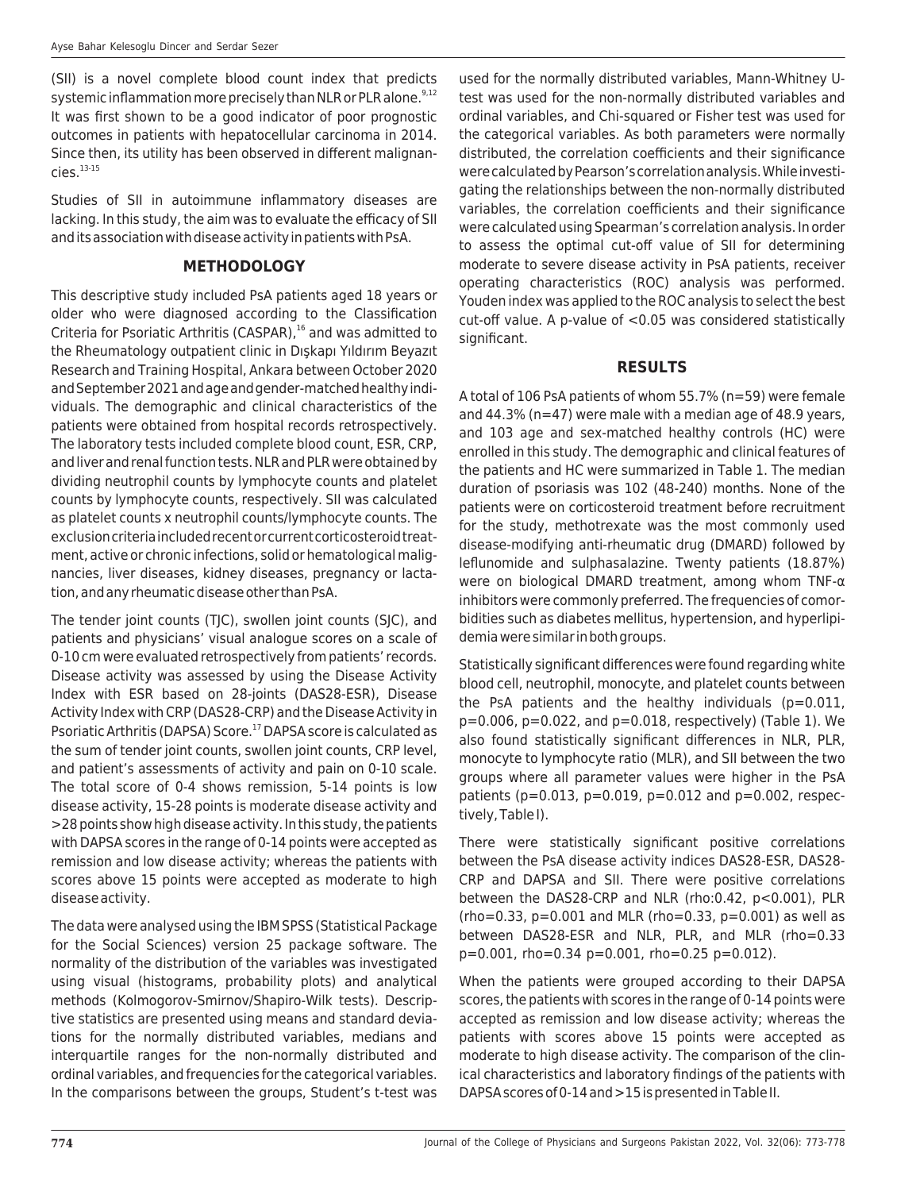(SII) is a novel complete blood count index that predicts systemic inflammation more precisely than NLR or PLR alone.[9,12] It was first shown to be a good indicator of poor prognostic outcomes in patients with hepatocellular carcinoma in 2014. Since then, its utility has been observed in different malignancies.[13-15]

Studies of SII in autoimmune inflammatory diseases are lacking. In this study, the aim was to evaluate the efficacy of SII and its association with disease activity in patients with PsA.

## METHODOLOGY

This descriptive study included PsA patients aged 18 years or older who were diagnosed according to the Classification Criteria for Psoriatic Arthritis (CASPAR),[16] and was admitted to the Rheumatology outpatient clinic in Dışkapı Yıldırım Beyazıt Research and Training Hospital, Ankara between October 2020 and September 2021 and age and gender-matched healthy individuals. The demographic and clinical characteristics of the patients were obtained from hospital records retrospectively. The laboratory tests included complete blood count, ESR, CRP, and liver and renal function tests. NLR and PLR were obtained by dividing neutrophil counts by lymphocyte counts and platelet counts by lymphocyte counts, respectively. SII was calculated as platelet counts x neutrophil counts/lymphocyte counts. The exclusion criteria included recent or current corticosteroid treatment, active or chronic infections, solid or hematological malignancies, liver diseases, kidney diseases, pregnancy or lactation, and any rheumatic disease other than PsA.

The tender joint counts (TJC), swollen joint counts (SJC), and patients and physicians' visual analogue scores on a scale of 0-10 cm were evaluated retrospectively from patients' records. Disease activity was assessed by using the Disease Activity Index with ESR based on 28-joints (DAS28-ESR), Disease Activity Index with CRP (DAS28-CRP) and the Disease Activity in Psoriatic Arthritis (DAPSA) Score.[17] DAPSA score is calculated as the sum of tender joint counts, swollen joint counts, CRP level, and patient's assessments of activity and pain on 0-10 scale. The total score of 0-4 shows remission, 5-14 points is low disease activity, 15-28 points is moderate disease activity and >28 points show high disease activity. In this study, the patients with DAPSA scores in the range of 0-14 points were accepted as remission and low disease activity; whereas the patients with scores above 15 points were accepted as moderate to high disease activity.

The data were analysed using the IBM SPSS (Statistical Package for the Social Sciences) version 25 package software. The normality of the distribution of the variables was investigated using visual (histograms, probability plots) and analytical methods (Kolmogorov-Smirnov/Shapiro-Wilk tests). Descriptive statistics are presented using means and standard deviations for the normally distributed variables, medians and interquartile ranges for the non-normally distributed and ordinal variables, and frequencies for the categorical variables. In the comparisons between the groups, Student's t-test was used for the normally distributed variables, Mann-Whitney U-test was used for the non-normally distributed variables and ordinal variables, and Chi-squared or Fisher test was used for the categorical variables. As both parameters were normally distributed, the correlation coefficients and their significance were calculated by Pearson's correlation analysis. While investigating the relationships between the non-normally distributed variables, the correlation coefficients and their significance were calculated using Spearman's correlation analysis. In order to assess the optimal cut-off value of SII for determining moderate to severe disease activity in PsA patients, receiver operating characteristics (ROC) analysis was performed. Youden index was applied to the ROC analysis to select the best cut-off value. A p-value of <0.05 was considered statistically significant.

## RESULTS

A total of 106 PsA patients of whom 55.7% (n=59) were female and 44.3% (n=47) were male with a median age of 48.9 years, and 103 age and sex-matched healthy controls (HC) were enrolled in this study. The demographic and clinical features of the patients and HC were summarized in Table 1. The median duration of psoriasis was 102 (48-240) months. None of the patients were on corticosteroid treatment before recruitment for the study, methotrexate was the most commonly used disease-modifying anti-rheumatic drug (DMARD) followed by leflunomide and sulphasalazine. Twenty patients (18.87%) were on biological DMARD treatment, among whom TNF-α inhibitors were commonly preferred. The frequencies of comorbidities such as diabetes mellitus, hypertension, and hyperlipidemia were similar in both groups.

Statistically significant differences were found regarding white blood cell, neutrophil, monocyte, and platelet counts between the PsA patients and the healthy individuals (p=0.011, p=0.006, p=0.022, and p=0.018, respectively) (Table 1). We also found statistically significant differences in NLR, PLR, monocyte to lymphocyte ratio (MLR), and SII between the two groups where all parameter values were higher in the PsA patients (p=0.013, p=0.019, p=0.012 and p=0.002, respectively, Table I).

There were statistically significant positive correlations between the PsA disease activity indices DAS28-ESR, DAS28-CRP and DAPSA and SII. There were positive correlations between the DAS28-CRP and NLR (rho:0.42, p<0.001), PLR (rho=0.33, p=0.001 and MLR (rho=0.33, p=0.001) as well as between DAS28-ESR and NLR, PLR, and MLR (rho=0.33 p=0.001, rho=0.34 p=0.001, rho=0.25 p=0.012).

When the patients were grouped according to their DAPSA scores, the patients with scores in the range of 0-14 points were accepted as remission and low disease activity; whereas the patients with scores above 15 points were accepted as moderate to high disease activity. The comparison of the clinical characteristics and laboratory findings of the patients with DAPSA scores of 0-14 and >15 is presented in Table II.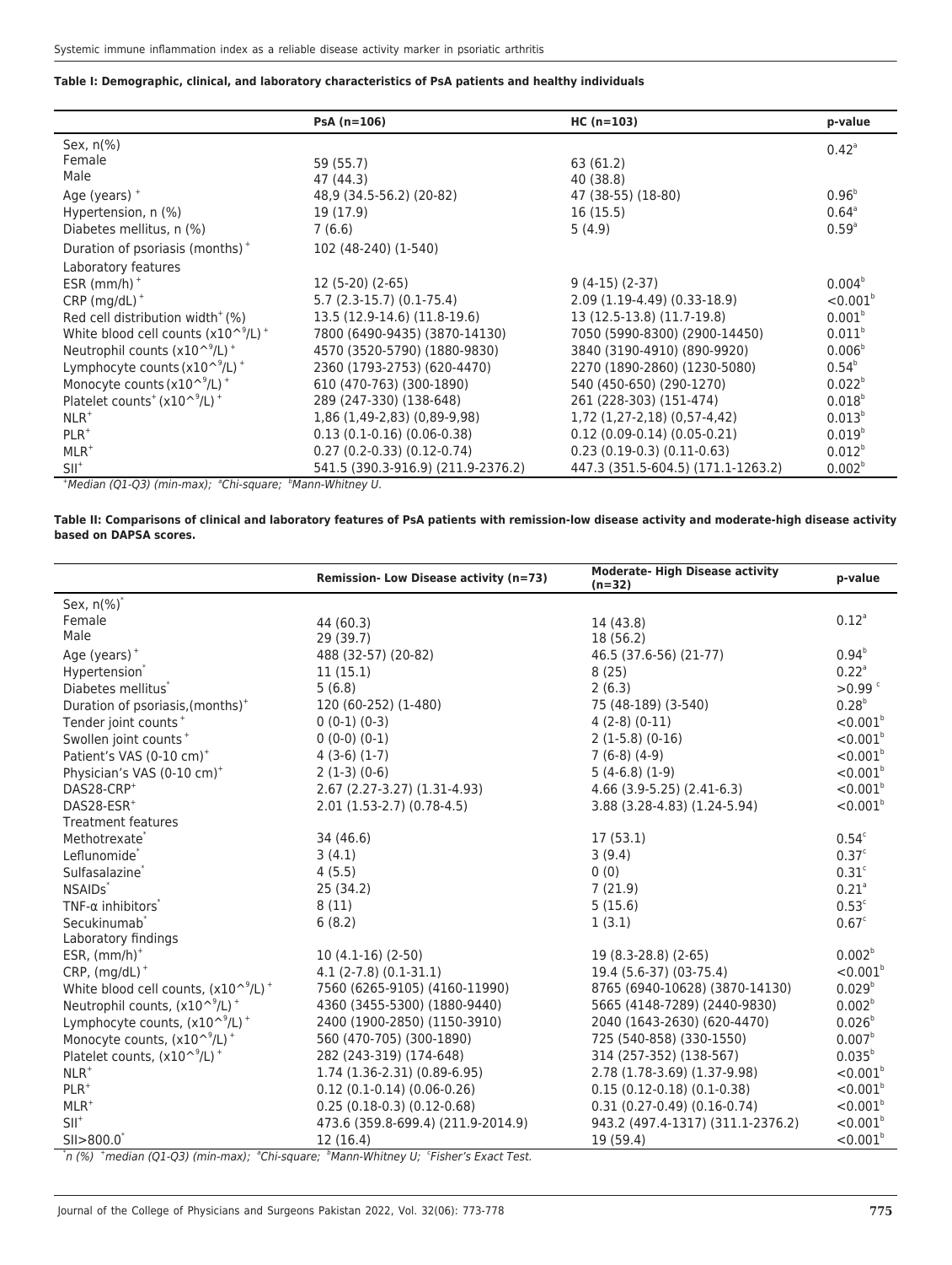**Table I: Demographic, clinical, and laboratory characteristics of PsA patients and healthy individuals**

| | PsA (n=106) | HC (n=103) | p-value |
|---|---|---|---|
| Sex, n(%) | | | $0.42^{a}$ |
| Female | 59 (55.7) | 63 (61.2) | |
| Male | 47 (44.3) | 40 (38.8) | |
| Age (years) $^{+}$ | 48,9 (34.5-56.2) (20-82) | 47 (38-55) (18-80) | $0.96^{b}$ |
| Hypertension, n (%) | 19 (17.9) | 16 (15.5) | $0.64^{a}$ |
| Diabetes mellitus, n (%) | 7 (6.6) | 5 (4.9) | $0.59^{a}$ |
| Duration of psoriasis (months) $^{+}$ | 102 (48-240) (1-540) | | |
| Laboratory features | | | |
| ESR (mm/h) $^{+}$ | 12 (5-20) (2-65) | 9 (4-15) (2-37) | $0.004^{b}$ |
| CRP (mg/dL) $^{+}$ | 5.7 (2.3-15.7) (0.1-75.4) | 2.09 (1.19-4.49) (0.33-18.9) | $<0.001^{b}$ |
| Red cell distribution width$^{+}$ (%) | 13.5 (12.9-14.6) (11.8-19.6) | 13 (12.5-13.8) (11.7-19.8) | $0.001^{b}$ |
| White blood cell counts ($x10^{9}$/L) $^{+}$ | 7800 (6490-9435) (3870-14130) | 7050 (5990-8300) (2900-14450) | $0.011^{b}$ |
| Neutrophil counts ($x10^{9}$/L) $^{+}$ | 4570 (3520-5790) (1880-9830) | 3840 (3190-4910) (890-9920) | $0.006^{b}$ |
| Lymphocyte counts ($x10^{9}$/L) $^{+}$ | 2360 (1793-2753) (620-4470) | 2270 (1890-2860) (1230-5080) | $0.54^{b}$ |
| Monocyte counts ($x10^{9}$/L) $^{+}$ | 610 (470-763) (300-1890) | 540 (450-650) (290-1270) | $0.022^{b}$ |
| Platelet counts$^{+}$ ($x10^{9}$/L) $^{+}$ | 289 (247-330) (138-648) | 261 (228-303) (151-474) | $0.018^{b}$ |
| NLR$^{+}$ | 1,86 (1,49-2,83) (0,89-9,98) | 1,72 (1,27-2,18) (0,57-4,42) | $0.013^{b}$ |
| PLR$^{+}$ | 0.13 (0.1-0.16) (0.06-0.38) | 0.12 (0.09-0.14) (0.05-0.21) | $0.019^{b}$ |
| MLR$^{+}$ | 0.27 (0.2-0.33) (0.12-0.74) | 0.23 (0.19-0.3) (0.11-0.63) | $0.012^{b}$ |
| SII$^{+}$ | 541.5 (390.3-916.9) (211.9-2376.2) | 447.3 (351.5-604.5) (171.1-1263.2) | $0.002^{b}$ |

$^{+}$Median (Q1-Q3) (min-max); $^{a}$Chi-square; $^{b}$Mann-Whitney U.

**Table II: Comparisons of clinical and laboratory features of PsA patients with remission-low disease activity and moderate-high disease activity based on DAPSA scores.**

| | Remission- Low Disease activity (n=73) | Moderate- High Disease activity (n=32) | p-value |
|---|---|---|---|
| Sex, n(%)$^{*}$ | | | $0.12^{a}$ |
| Female | 44 (60.3) | 14 (43.8) | |
| Male | 29 (39.7) | 18 (56.2) | |
| Age (years) $^{+}$ | 488 (32-57) (20-82) | 46.5 (37.6-56) (21-77) | $0.94^{b}$ |
| Hypertension$^{*}$ | 11 (15.1) | 8 (25) | $0.22^{a}$ |
| Diabetes mellitus$^{*}$ | 5 (6.8) | 2 (6.3) | $>0.99^{c}$ |
| Duration of psoriasis,(months)$^{+}$ | 120 (60-252) (1-480) | 75 (48-189) (3-540) | $0.28^{b}$ |
| Tender joint counts $^{+}$ | 0 (0-1) (0-3) | 4 (2-8) (0-11) | $<0.001^{b}$ |
| Swollen joint counts $^{+}$ | 0 (0-0) (0-1) | 2 (1-5.8) (0-16) | $<0.001^{b}$ |
| Patient's VAS (0-10 cm)$^{+}$ | 4 (3-6) (1-7) | 7 (6-8) (4-9) | $<0.001^{b}$ |
| Physician's VAS (0-10 cm)$^{+}$ | 2 (1-3) (0-6) | 5 (4-6.8) (1-9) | $<0.001^{b}$ |
| DAS28-CRP$^{+}$ | 2.67 (2.27-3.27) (1.31-4.93) | 4.66 (3.9-5.25) (2.41-6.3) | $<0.001^{b}$ |
| DAS28-ESR$^{+}$ | 2.01 (1.53-2.7) (0.78-4.5) | 3.88 (3.28-4.83) (1.24-5.94) | $<0.001^{b}$ |
| Treatment features | | | |
| Methotrexate$^{*}$ | 34 (46.6) | 17 (53.1) | $0.54^{c}$ |
| Leflunomide$^{*}$ | 3 (4.1) | 3 (9.4) | $0.37^{c}$ |
| Sulfasalazine$^{*}$ | 4 (5.5) | 0 (0) | $0.31^{c}$ |
| NSAIDs$^{*}$ | 25 (34.2) | 7 (21.9) | $0.21^{a}$ |
| TNF-α inhibitors$^{*}$ | 8 (11) | 5 (15.6) | $0.53^{c}$ |
| Secukinumab$^{*}$ | 6 (8.2) | 1 (3.1) | $0.67^{c}$ |
| Laboratory findings | | | |
| ESR, (mm/h)$^{+}$ | 10 (4.1-16) (2-50) | 19 (8.3-28.8) (2-65) | $0.002^{b}$ |
| CRP, (mg/dL) $^{+}$ | 4.1 (2-7.8) (0.1-31.1) | 19.4 (5.6-37) (03-75.4) | $<0.001^{b}$ |
| White blood cell counts, ($x10^{9}$/L) $^{+}$ | 7560 (6265-9105) (4160-11990) | 8765 (6940-10628) (3870-14130) | $0.029^{b}$ |
| Neutrophil counts, ($x10^{9}$/L) $^{+}$ | 4360 (3455-5300) (1880-9440) | 5665 (4148-7289) (2440-9830) | $0.002^{b}$ |
| Lymphocyte counts, ($x10^{9}$/L) $^{+}$ | 2400 (1900-2850) (1150-3910) | 2040 (1643-2630) (620-4470) | $0.026^{b}$ |
| Monocyte counts, ($x10^{9}$/L) $^{+}$ | 560 (470-705) (300-1890) | 725 (540-858) (330-1550) | $0.007^{b}$ |
| Platelet counts, ($x10^{9}$/L) $^{+}$ | 282 (243-319) (174-648) | 314 (257-352) (138-567) | $0.035^{b}$ |
| NLR$^{+}$ | 1.74 (1.36-2.31) (0.89-6.95) | 2.78 (1.78-3.69) (1.37-9.98) | $<0.001^{b}$ |
| PLR$^{+}$ | 0.12 (0.1-0.14) (0.06-0.26) | 0.15 (0.12-0.18) (0.1-0.38) | $<0.001^{b}$ |
| MLR$^{+}$ | 0.25 (0.18-0.3) (0.12-0.68) | 0.31 (0.27-0.49) (0.16-0.74) | $<0.001^{b}$ |
| SII$^{+}$ | 473.6 (359.8-699.4) (211.9-2014.9) | 943.2 (497.4-1317) (311.1-2376.2) | $<0.001^{b}$ |
| SII>800.0$^{*}$ | 12 (16.4) | 19 (59.4) | $<0.001^{b}$ |

$^{*}$n (%) $^{+}$median (Q1-Q3) (min-max); $^{a}$Chi-square; $^{b}$Mann-Whitney U; $^{c}$Fisher's Exact Test.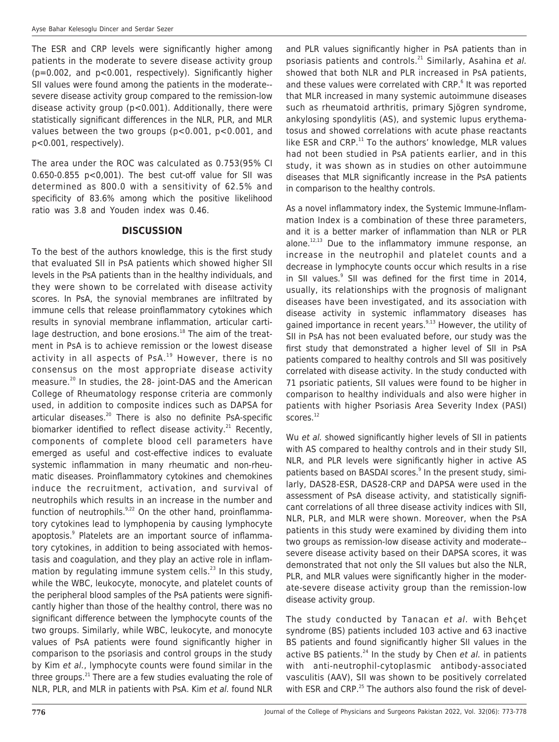The ESR and CRP levels were significantly higher among patients in the moderate to severe disease activity group (p=0.002, and p<0.001, respectively). Significantly higher SII values were found among the patients in the moderate-severe disease activity group compared to the remission-low disease activity group (p<0.001). Additionally, there were statistically significant differences in the NLR, PLR, and MLR values between the two groups (p<0.001, p<0.001, and p<0.001, respectively).

The area under the ROC was calculated as 0.753(95% CI 0.650-0.855 p<0,001). The best cut-off value for SII was determined as 800.0 with a sensitivity of 62.5% and specificity of 83.6% among which the positive likelihood ratio was 3.8 and Youden index was 0.46.

## DISCUSSION

To the best of the authors knowledge, this is the first study that evaluated SII in PsA patients which showed higher SII levels in the PsA patients than in the healthy individuals, and they were shown to be correlated with disease activity scores. In PsA, the synovial membranes are infiltrated by immune cells that release proinflammatory cytokines which results in synovial membrane inflammation, articular cartilage destruction, and bone erosions.[18] The aim of the treatment in PsA is to achieve remission or the lowest disease activity in all aspects of PsA.[19] However, there is no consensus on the most appropriate disease activity measure.[20] In studies, the 28- joint-DAS and the American College of Rheumatology response criteria are commonly used, in addition to composite indices such as DAPSA for articular diseases.[20] There is also no definite PsA-specific biomarker identified to reflect disease activity.[21] Recently, components of complete blood cell parameters have emerged as useful and cost-effective indices to evaluate systemic inflammation in many rheumatic and non-rheumatic diseases. Proinflammatory cytokines and chemokines induce the recruitment, activation, and survival of neutrophils which results in an increase in the number and function of neutrophils.[9,22] On the other hand, proinflammatory cytokines lead to lymphopenia by causing lymphocyte apoptosis.[9] Platelets are an important source of inflammatory cytokines, in addition to being associated with hemostasis and coagulation, and they play an active role in inflammation by regulating immune system cells.[23] In this study, while the WBC, leukocyte, monocyte, and platelet counts of the peripheral blood samples of the PsA patients were significantly higher than those of the healthy control, there was no significant difference between the lymphocyte counts of the two groups. Similarly, while WBC, leukocyte, and monocyte values of PsA patients were found significantly higher in comparison to the psoriasis and control groups in the study by Kim *et al.*, lymphocyte counts were found similar in the three groups.[21] There are a few studies evaluating the role of NLR, PLR, and MLR in patients with PsA. Kim *et al.* found NLR and PLR values significantly higher in PsA patients than in psoriasis patients and controls.[21] Similarly, Asahina *et al.* showed that both NLR and PLR increased in PsA patients, and these values were correlated with CRP.[6] It was reported that MLR increased in many systemic autoimmune diseases such as rheumatoid arthritis, primary Sjögren syndrome, ankylosing spondylitis (AS), and systemic lupus erythematosus and showed correlations with acute phase reactants like ESR and CRP.[11] To the authors' knowledge, MLR values had not been studied in PsA patients earlier, and in this study, it was shown as in studies on other autoimmune diseases that MLR significantly increase in the PsA patients in comparison to the healthy controls.

As a novel inflammatory index, the Systemic Immune-Inflammation Index is a combination of these three parameters, and it is a better marker of inflammation than NLR or PLR alone.[12,13] Due to the inflammatory immune response, an increase in the neutrophil and platelet counts and a decrease in lymphocyte counts occur which results in a rise in SII values.[9] SII was defined for the first time in 2014, usually, its relationships with the prognosis of malignant diseases have been investigated, and its association with disease activity in systemic inflammatory diseases has gained importance in recent years.[9,13] However, the utility of SII in PsA has not been evaluated before, our study was the first study that demonstrated a higher level of SII in PsA patients compared to healthy controls and SII was positively correlated with disease activity. In the study conducted with 71 psoriatic patients, SII values were found to be higher in comparison to healthy individuals and also were higher in patients with higher Psoriasis Area Severity Index (PASI) scores.[12]

Wu *et al.* showed significantly higher levels of SII in patients with AS compared to healthy controls and in their study SII, NLR, and PLR levels were significantly higher in active AS patients based on BASDAI scores.[9] In the present study, similarly, DAS28-ESR, DAS28-CRP and DAPSA were used in the assessment of PsA disease activity, and statistically significant correlations of all three disease activity indices with SII, NLR, PLR, and MLR were shown. Moreover, when the PsA patients in this study were examined by dividing them into two groups as remission-low disease activity and moderate-severe disease activity based on their DAPSA scores, it was demonstrated that not only the SII values but also the NLR, PLR, and MLR values were significantly higher in the moderate-severe disease activity group than the remission-low disease activity group.

The study conducted by Tanacan *et al.* with Behçet syndrome (BS) patients included 103 active and 63 inactive BS patients and found significantly higher SII values in the active BS patients.[24] In the study by Chen *et al.* in patients with anti-neutrophil-cytoplasmic antibody-associated vasculitis (AAV), SII was shown to be positively correlated with ESR and CRP.[25] The authors also found the risk of devel-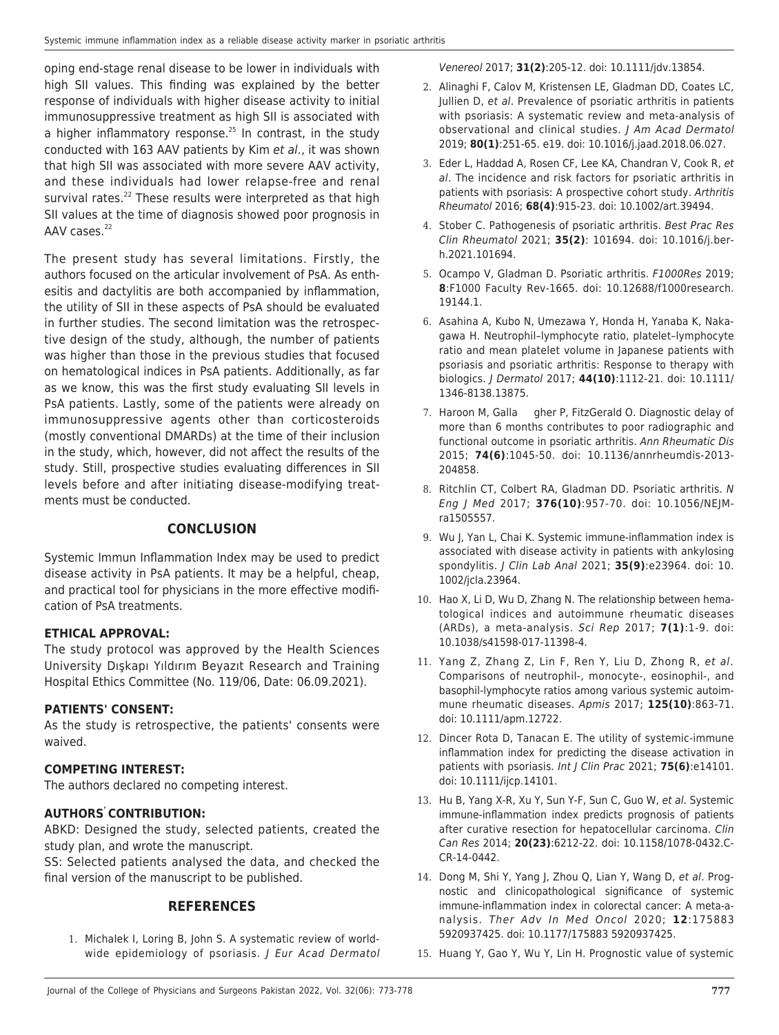oping end-stage renal disease to be lower in individuals with high SII values. This finding was explained by the better response of individuals with higher disease activity to initial immunosuppressive treatment as high SII is associated with a higher inflammatory response.[25] In contrast, in the study conducted with 163 AAV patients by Kim *et al*., it was shown that high SII was associated with more severe AAV activity, and these individuals had lower relapse-free and renal survival rates.[22] These results were interpreted as that high SII values at the time of diagnosis showed poor prognosis in AAV cases.[22]

The present study has several limitations. Firstly, the authors focused on the articular involvement of PsA. As enthesitis and dactylitis are both accompanied by inflammation, the utility of SII in these aspects of PsA should be evaluated in further studies. The second limitation was the retrospective design of the study, although, the number of patients was higher than those in the previous studies that focused on hematological indices in PsA patients. Additionally, as far as we know, this was the first study evaluating SII levels in PsA patients. Lastly, some of the patients were already on immunosuppressive agents other than corticosteroids (mostly conventional DMARDs) at the time of their inclusion in the study, which, however, did not affect the results of the study. Still, prospective studies evaluating differences in SII levels before and after initiating disease-modifying treatments must be conducted.

## CONCLUSION

Systemic Immun Inflammation Index may be used to predict disease activity in PsA patients. It may be a helpful, cheap, and practical tool for physicians in the more effective modification of PsA treatments.

**ETHICAL APPROVAL:**

The study protocol was approved by the Health Sciences University Dışkapı Yıldırım Beyazıt Research and Training Hospital Ethics Committee (No. 119/06, Date: 06.09.2021).

**PATIENTS' CONSENT:**

As the study is retrospective, the patients' consents were waived.

**COMPETING INTEREST:**

The authors declared no competing interest.

**AUTHORS' CONTRIBUTION:**

ABKD: Designed the study, selected patients, created the study plan, and wrote the manuscript.

SS: Selected patients analysed the data, and checked the final version of the manuscript to be published.

## REFERENCES

1. Michalek I, Loring B, John S. A systematic review of worldwide epidemiology of psoriasis. *J Eur Acad Dermatol Venereol* 2017; **31(2)**:205-12. doi: 10.1111/jdv.13854.
2. Alinaghi F, Calov M, Kristensen LE, Gladman DD, Coates LC, Jullien D, *et al*. Prevalence of psoriatic arthritis in patients with psoriasis: A systematic review and meta-analysis of observational and clinical studies. *J Am Acad Dermatol* 2019; **80(1)**:251-65. e19. doi: 10.1016/j.jaad.2018.06.027.
3. Eder L, Haddad A, Rosen CF, Lee KA, Chandran V, Cook R, *et al*. The incidence and risk factors for psoriatic arthritis in patients with psoriasis: A prospective cohort study. *Arthritis Rheumatol* 2016; **68(4)**:915-23. doi: 10.1002/art.39494.
4. Stober C. Pathogenesis of psoriatic arthritis. *Best Prac Res Clin Rheumatol* 2021; **35(2)**: 101694. doi: 10.1016/j.berh.2021.101694.
5. Ocampo V, Gladman D. Psoriatic arthritis. *F1000Res* 2019; **8**:F1000 Faculty Rev-1665. doi: 10.12688/f1000research.19144.1.
6. Asahina A, Kubo N, Umezawa Y, Honda H, Yanaba K, Nakagawa H. Neutrophil–lymphocyte ratio, platelet–lymphocyte ratio and mean platelet volume in Japanese patients with psoriasis and psoriatic arthritis: Response to therapy with biologics. *J Dermatol* 2017; **44(10)**:1112-21. doi: 10.1111/1346-8138.13875.
7. Haroon M, Galla gher P, FitzGerald O. Diagnostic delay of more than 6 months contributes to poor radiographic and functional outcome in psoriatic arthritis. *Ann Rheumatic Dis* 2015; **74(6)**:1045-50. doi: 10.1136/annrheumdis-2013-204858.
8. Ritchlin CT, Colbert RA, Gladman DD. Psoriatic arthritis. *N Eng J Med* 2017; **376(10)**:957-70. doi: 10.1056/NEJMra1505557.
9. Wu J, Yan L, Chai K. Systemic immune-inflammation index is associated with disease activity in patients with ankylosing spondylitis. *J Clin Lab Anal* 2021; **35(9)**:e23964. doi: 10.1002/jcla.23964.
10. Hao X, Li D, Wu D, Zhang N. The relationship between hematological indices and autoimmune rheumatic diseases (ARDs), a meta-analysis. *Sci Rep* 2017; **7(1)**:1-9. doi: 10.1038/s41598-017-11398-4.
11. Yang Z, Zhang Z, Lin F, Ren Y, Liu D, Zhong R, *et al*. Comparisons of neutrophil-, monocyte-, eosinophil-, and basophil-lymphocyte ratios among various systemic autoimmune rheumatic diseases. *Apmis* 2017; **125(10)**:863-71. doi: 10.1111/apm.12722.
12. Dincer Rota D, Tanacan E. The utility of systemic-immune inflammation index for predicting the disease activation in patients with psoriasis. *Int J Clin Prac* 2021; **75(6)**:e14101. doi: 10.1111/ijcp.14101.
13. Hu B, Yang X-R, Xu Y, Sun Y-F, Sun C, Guo W, *et al*. Systemic immune-inflammation index predicts prognosis of patients after curative resection for hepatocellular carcinoma. *Clin Can Res* 2014; **20(23)**:6212-22. doi: 10.1158/1078-0432.CCR-14-0442.
14. Dong M, Shi Y, Yang J, Zhou Q, Lian Y, Wang D, *et al*. Prognostic and clinicopathological significance of systemic immune-inflammation index in colorectal cancer: A meta-analysis. *Ther Adv In Med Oncol* 2020; **12**:175883 5920937425. doi: 10.1177/175883 5920937425.
15. Huang Y, Gao Y, Wu Y, Lin H. Prognostic value of systemic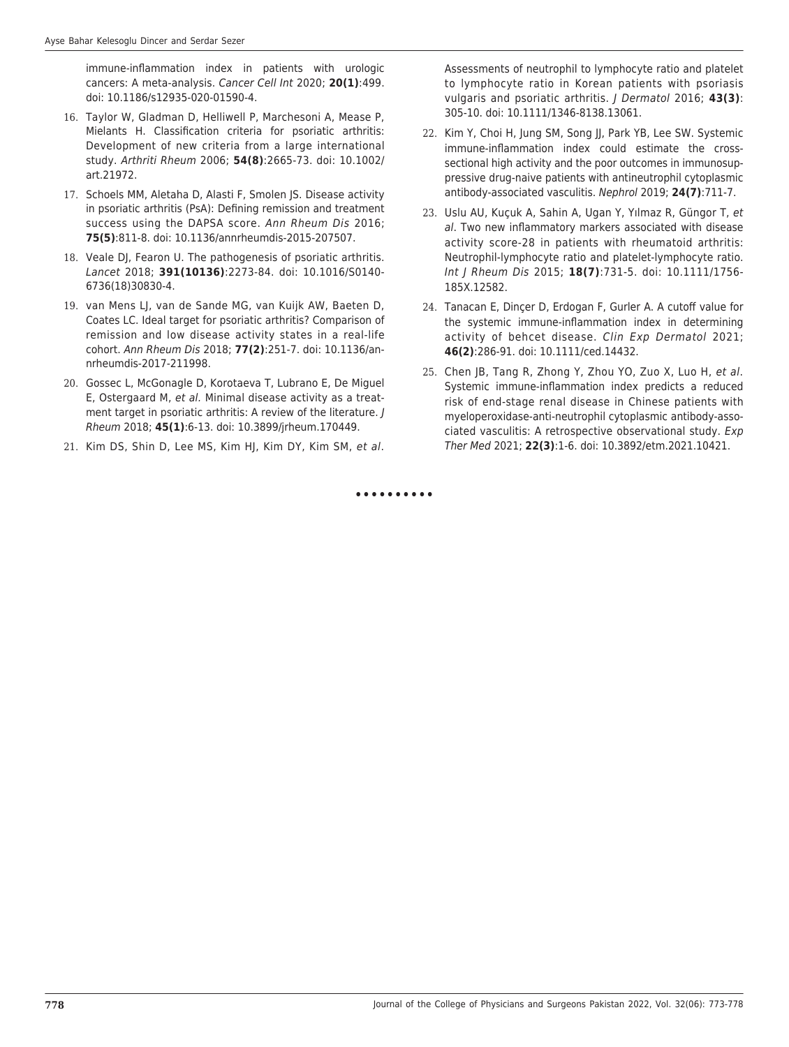immune-inflammation index in patients with urologic cancers: A meta-analysis. *Cancer Cell Int* 2020; **20(1)**:499. doi: 10.1186/s12935-020-01590-4.

16. Taylor W, Gladman D, Helliwell P, Marchesoni A, Mease P, Mielants H. Classification criteria for psoriatic arthritis: Development of new criteria from a large international study. *Arthriti Rheum* 2006; **54(8)**:2665-73. doi: 10.1002/art.21972.
17. Schoels MM, Aletaha D, Alasti F, Smolen JS. Disease activity in psoriatic arthritis (PsA): Defining remission and treatment success using the DAPSA score. *Ann Rheum Dis* 2016; **75(5)**:811-8. doi: 10.1136/annrheumdis-2015-207507.
18. Veale DJ, Fearon U. The pathogenesis of psoriatic arthritis. *Lancet* 2018; **391(10136)**:2273-84. doi: 10.1016/S0140-6736(18)30830-4.
19. van Mens LJ, van de Sande MG, van Kuijk AW, Baeten D, Coates LC. Ideal target for psoriatic arthritis? Comparison of remission and low disease activity states in a real-life cohort. *Ann Rheum Dis* 2018; **77(2)**:251-7. doi: 10.1136/annrheumdis-2017-211998.
20. Gossec L, McGonagle D, Korotaeva T, Lubrano E, De Miguel E, Ostergaard M, *et al.* Minimal disease activity as a treatment target in psoriatic arthritis: A review of the literature. *J Rheum* 2018; **45(1)**:6-13. doi: 10.3899/jrheum.170449.
21. Kim DS, Shin D, Lee MS, Kim HJ, Kim DY, Kim SM, *et al*. Assessments of neutrophil to lymphocyte ratio and platelet to lymphocyte ratio in Korean patients with psoriasis vulgaris and psoriatic arthritis. *J Dermatol* 2016; **43(3)**: 305-10. doi: 10.1111/1346-8138.13061.
22. Kim Y, Choi H, Jung SM, Song JJ, Park YB, Lee SW. Systemic immune-inflammation index could estimate the cross-sectional high activity and the poor outcomes in immunosuppressive drug-naive patients with antineutrophil cytoplasmic antibody-associated vasculitis. *Nephrol* 2019; **24(7)**:711-7.
23. Uslu AU, Kuçuk A, Sahin A, Ugan Y, Yılmaz R, Güngor T, *et al*. Two new inflammatory markers associated with disease activity score-28 in patients with rheumatoid arthritis: Neutrophil-lymphocyte ratio and platelet-lymphocyte ratio. *Int J Rheum Dis* 2015; **18(7)**:731-5. doi: 10.1111/1756-185X.12582.
24. Tanacan E, Dinçer D, Erdogan F, Gurler A. A cutoff value for the systemic immune-inflammation index in determining activity of behcet disease. *Clin Exp Dermatol* 2021; **46(2)**:286-91. doi: 10.1111/ced.14432.
25. Chen JB, Tang R, Zhong Y, Zhou YO, Zuo X, Luo H, *et al*. Systemic immune-inflammation index predicts a reduced risk of end-stage renal disease in Chinese patients with myeloperoxidase-anti-neutrophil cytoplasmic antibody-associated vasculitis: A retrospective observational study. *Exp Ther Med* 2021; **22(3)**:1-6. doi: 10.3892/etm.2021.10421.

••••••••••